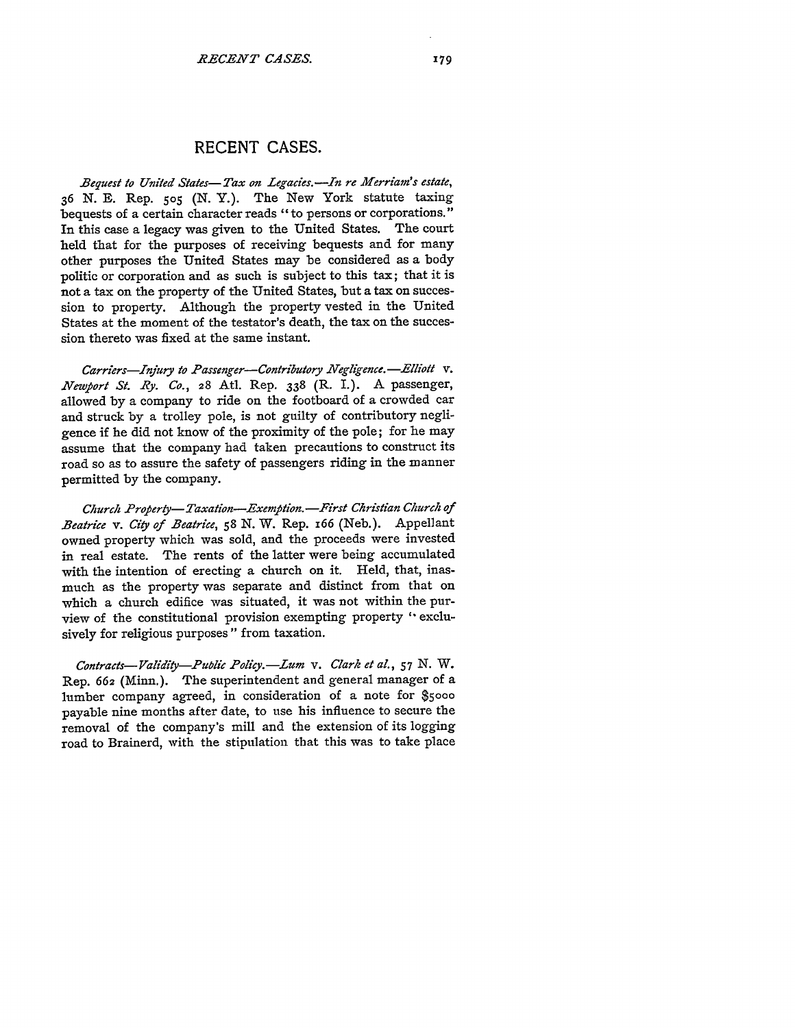# RECENT CASES.

*Bequest to United States—Tax on Legacies.—In re Merriam's estate*, 36 N. E. Rep. 505 (N. Y.). The New York statute taxing bequests of a certain character reads "to persons or corporations." In this case a legacy was given to the United States. The court held that for the purposes of receiving bequests and for many other purposes the United States may be considered as a body politic or corporation and as such is subject to this tax; that it is not a tax on the property of the United States, but a tax on succession to property. Although the property vested in the United States at the moment of the testator's death, the tax on the succession thereto was fixed at the same instant.

*Carriers—Injury to Passenger—Contributory Negligence.—Elliott* v. *Newport St. Ry. Co.*, 28 Atl. Rep. 338 (R. I.). A passenger, allowed by a company to ride on the footboard of a crowded car and struck by a trolley pole, is not guilty of contributory negligence if he did not know of the proximity of the pole; for he may assume that the company had taken precautions to construct its road so as to assure the safety of passengers riding in the manner permitted by the company.

*Church Property—Taxation—Exemption.—First Christian Church of Beatrice* v. *City of Beatrice*, 58 N. W. Rep. 166 (Neb.). Appellant owned property which was sold, and the proceeds were invested in real estate. The rents of the latter were being accumulated with the intention of erecting a church on it. Held, that, inasmuch as the property was separate and distinct from that on which a church edifice was situated, it was not within the purview of the constitutional provision exempting property "exclusively for religious purposes" from taxation.

*Contracts—Validity—Public Policy.—Lum* v. *Clark et al.*, 57 N. W. Rep. 662 (Minn.). The superintendent and general manager of a lumber company agreed, in consideration of a note for $5000 payable nine months after date, to use his influence to secure the removal of the company's mill and the extension of its logging road to Brainerd, with the stipulation that this was to take place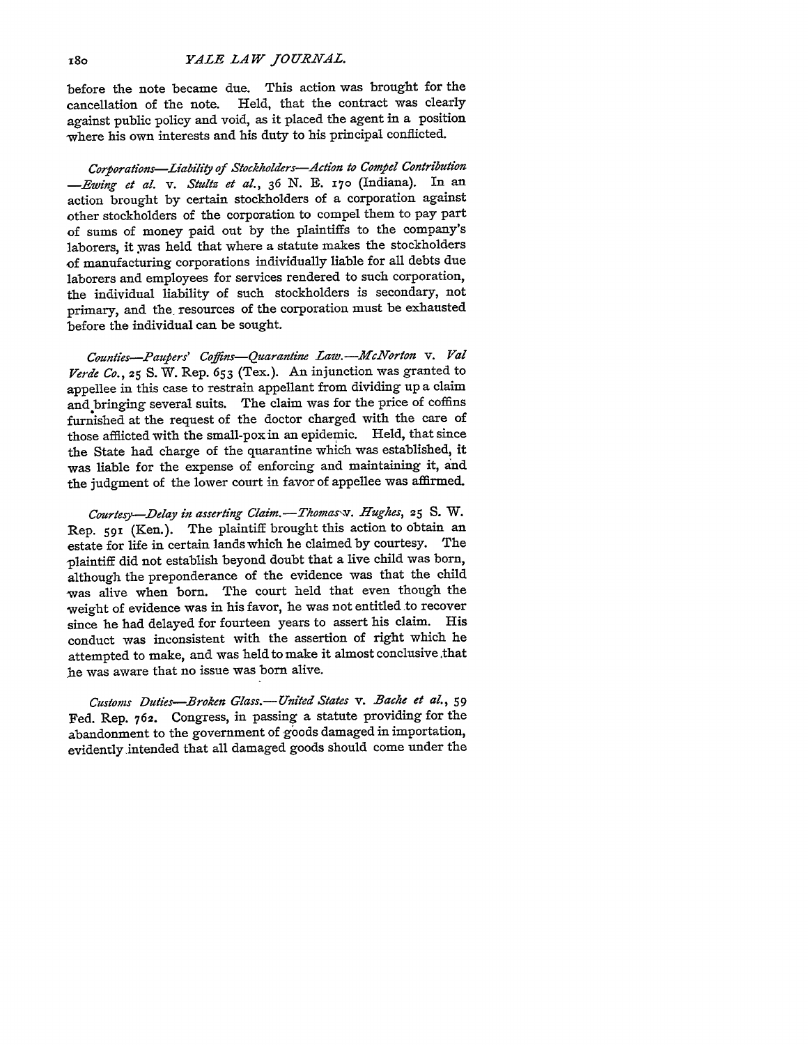before the note became due. This action was brought for the cancellation of the note. Held, that the contract was clearly against public policy and void, as it placed the agent in a position where his own interests and his duty to his principal conflicted.

*Corporations—Liability of Stockholders—Action to Compel Contribution—Ewing et al.* v. *Stultz et al.*, 36 N. E. 170 (Indiana). In an action brought by certain stockholders of a corporation against other stockholders of the corporation to compel them to pay part of sums of money paid out by the plaintiffs to the company's laborers, it was held that where a statute makes the stockholders of manufacturing corporations individually liable for all debts due laborers and employees for services rendered to such corporation, the individual liability of such stockholders is secondary, not primary, and the resources of the corporation must be exhausted before the individual can be sought.

*Counties—Paupers' Coffins—Quarantine Law.—McNorton* v. *Val Verde Co.*, 25 S. W. Rep. 653 (Tex.). An injunction was granted to appellee in this case to restrain appellant from dividing up a claim and bringing several suits. The claim was for the price of coffins furnished at the request of the doctor charged with the care of those afflicted with the small-pox in an epidemic. Held, that since the State had charge of the quarantine which was established, it was liable for the expense of enforcing and maintaining it, and the judgment of the lower court in favor of appellee was affirmed.

*Courtesy—Delay in asserting Claim.—Thomas* v. *Hughes*, 25 S. W. Rep. 591 (Ken.). The plaintiff brought this action to obtain an estate for life in certain lands which he claimed by courtesy. The plaintiff did not establish beyond doubt that a live child was born, although the preponderance of the evidence was that the child was alive when born. The court held that even though the weight of evidence was in his favor, he was not entitled to recover since he had delayed for fourteen years to assert his claim. His conduct was inconsistent with the assertion of right which he attempted to make, and was held to make it almost conclusive that he was aware that no issue was born alive.

*Customs Duties—Broken Glass.—United States* v. *Bache et al.*, 59 Fed. Rep. 762. Congress, in passing a statute providing for the abandonment to the government of goods damaged in importation, evidently intended that all damaged goods should come under the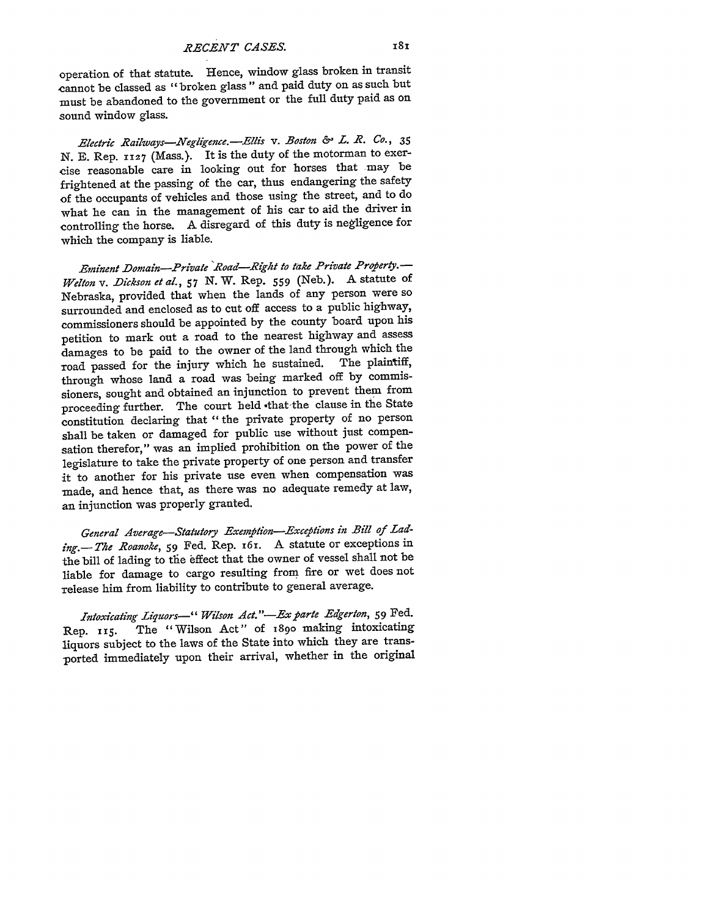operation of that statute. Hence, window glass broken in transit cannot be classed as "broken glass" and paid duty on as such but must be abandoned to the government or the full duty paid as on sound window glass.

*Electric Railways—Negligence.—Ellis* v. *Boston & L. R. Co.*, 35 N. E. Rep. 1127 (Mass.). It is the duty of the motorman to exercise reasonable care in looking out for horses that may be frightened at the passing of the car, thus endangering the safety of the occupants of vehicles and those using the street, and to do what he can in the management of his car to aid the driver in controlling the horse. A disregard of this duty is negligence for which the company is liable.

*Eminent Domain—Private Road—Right to take Private Property.—Welton* v. *Dickson et al.*, 57 N. W. Rep. 559 (Neb.). A statute of Nebraska, provided that when the lands of any person were so surrounded and enclosed as to cut off access to a public highway, commissioners should be appointed by the county board upon his petition to mark out a road to the nearest highway and assess damages to be paid to the owner of the land through which the road passed for the injury which he sustained. The plaintiff, through whose land a road was being marked off by commissioners, sought and obtained an injunction to prevent them from proceeding further. The court held that the clause in the State constitution declaring that "the private property of no person shall be taken or damaged for public use without just compensation therefor," was an implied prohibition on the power of the legislature to take the private property of one person and transfer it to another for his private use even when compensation was made, and hence that, as there was no adequate remedy at law, an injunction was properly granted.

*General Average—Statutory Exemption—Exceptions in Bill of Lading.—The Roanoke*, 59 Fed. Rep. 161. A statute or exceptions in the bill of lading to the effect that the owner of vessel shall not be liable for damage to cargo resulting from fire or wet does not release him from liability to contribute to general average.

*Intoxicating Liquors—"Wilson Act."—Ex parte Edgerton*, 59 Fed. Rep. 115. The "Wilson Act" of 1890 making intoxicating liquors subject to the laws of the State into which they are transported immediately upon their arrival, whether in the original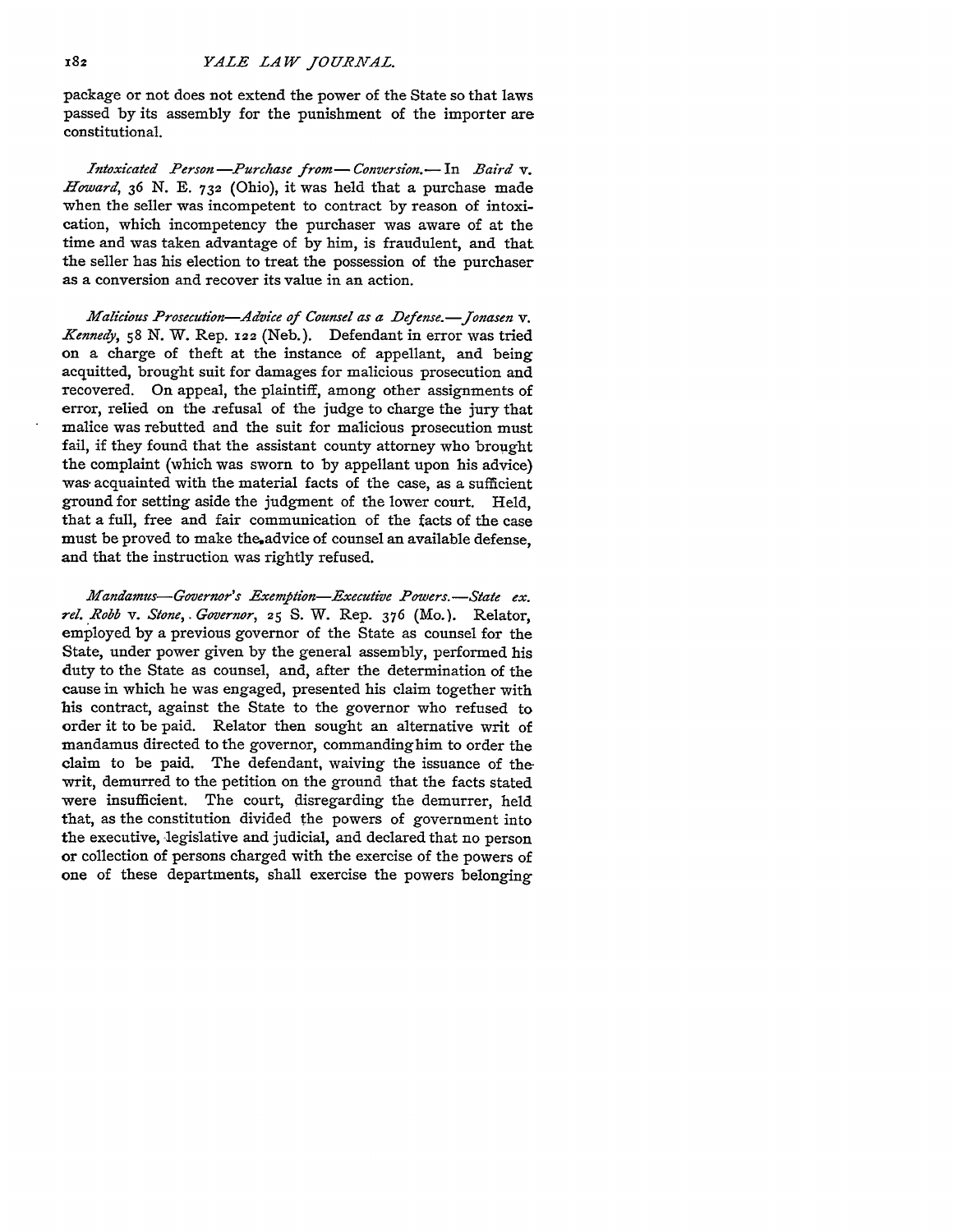package or not does not extend the power of the State so that laws passed by its assembly for the punishment of the importer are constitutional.

*Intoxicated Person—Purchase from—Conversion.*—In *Baird* v. *Howard*, 36 N. E. 732 (Ohio), it was held that a purchase made when the seller was incompetent to contract by reason of intoxication, which incompetency the purchaser was aware of at the time and was taken advantage of by him, is fraudulent, and that the seller has his election to treat the possession of the purchaser as a conversion and recover its value in an action.

*Malicious Prosecution—Advice of Counsel as a Defense.*—*Jonasen* v. *Kennedy*, 58 N. W. Rep. 122 (Neb.). Defendant in error was tried on a charge of theft at the instance of appellant, and being acquitted, brought suit for damages for malicious prosecution and recovered. On appeal, the plaintiff, among other assignments of error, relied on the refusal of the judge to charge the jury that malice was rebutted and the suit for malicious prosecution must fail, if they found that the assistant county attorney who brought the complaint (which was sworn to by appellant upon his advice) was acquainted with the material facts of the case, as a sufficient ground for setting aside the judgment of the lower court. Held, that a full, free and fair communication of the facts of the case must be proved to make the advice of counsel an available defense, and that the instruction was rightly refused.

*Mandamus—Governor's Exemption—Executive Powers.*—*State ex. rel. Robb* v. *Stone, Governor*, 25 S. W. Rep. 376 (Mo.). Relator, employed by a previous governor of the State as counsel for the State, under power given by the general assembly, performed his duty to the State as counsel, and, after the determination of the cause in which he was engaged, presented his claim together with his contract, against the State to the governor who refused to order it to be paid. Relator then sought an alternative writ of mandamus directed to the governor, commanding him to order the claim to be paid. The defendant, waiving the issuance of the writ, demurred to the petition on the ground that the facts stated were insufficient. The court, disregarding the demurrer, held that, as the constitution divided the powers of government into the executive, legislative and judicial, and declared that no person or collection of persons charged with the exercise of the powers of one of these departments, shall exercise the powers belonging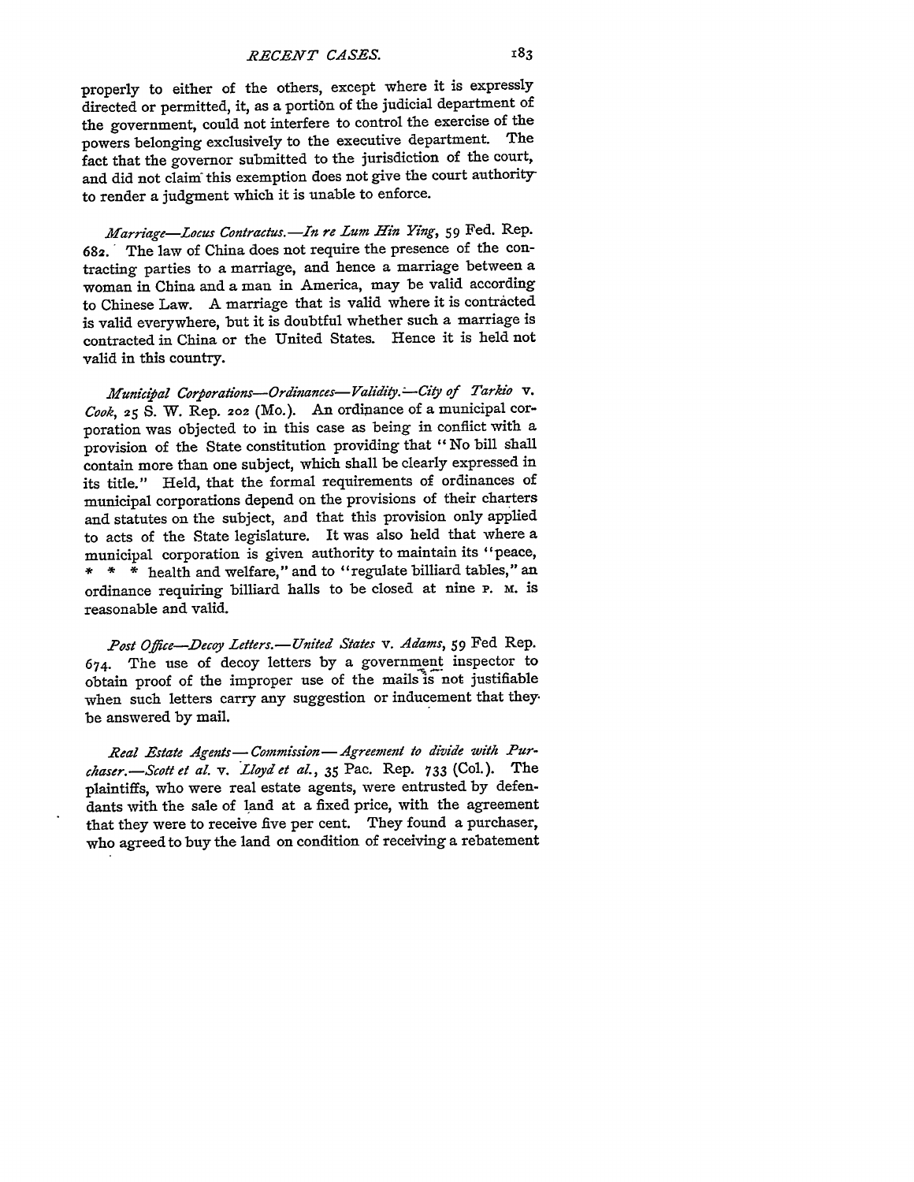properly to either of the others, except where it is expressly directed or permitted, it, as a portion of the judicial department of the government, could not interfere to control the exercise of the powers belonging exclusively to the executive department. The fact that the governor submitted to the jurisdiction of the court, and did not claim this exemption does not give the court authority to render a judgment which it is unable to enforce.

*Marriage—Locus Contractus.—In re Lum Hin Ying*, 59 Fed. Rep. 682. The law of China does not require the presence of the contracting parties to a marriage, and hence a marriage between a woman in China and a man in America, may be valid according to Chinese Law. A marriage that is valid where it is contracted is valid everywhere, but it is doubtful whether such a marriage is contracted in China or the United States. Hence it is held not valid in this country.

*Municipal Corporations—Ordinances—Validity.—City of Tarkio* v. *Cook*, 25 S. W. Rep. 202 (Mo.). An ordinance of a municipal corporation was objected to in this case as being in conflict with a provision of the State constitution providing that "No bill shall contain more than one subject, which shall be clearly expressed in its title." Held, that the formal requirements of ordinances of municipal corporations depend on the provisions of their charters and statutes on the subject, and that this provision only applied to acts of the State legislature. It was also held that where a municipal corporation is given authority to maintain its "peace, * * * health and welfare," and to "regulate billiard tables," an ordinance requiring billiard halls to be closed at nine P. M. is reasonable and valid.

*Post Office—Decoy Letters.—United States* v. *Adams*, 59 Fed Rep. 674. The use of decoy letters by a government inspector to obtain proof of the improper use of the mails is not justifiable when such letters carry any suggestion or inducement that they be answered by mail.

*Real Estate Agents—Commission—Agreement to divide with Purchaser.—Scott et al.* v. *Lloyd et al.*, 35 Pac. Rep. 733 (Col.). The plaintiffs, who were real estate agents, were entrusted by defendants with the sale of land at a fixed price, with the agreement that they were to receive five per cent. They found a purchaser, who agreed to buy the land on condition of receiving a rebatement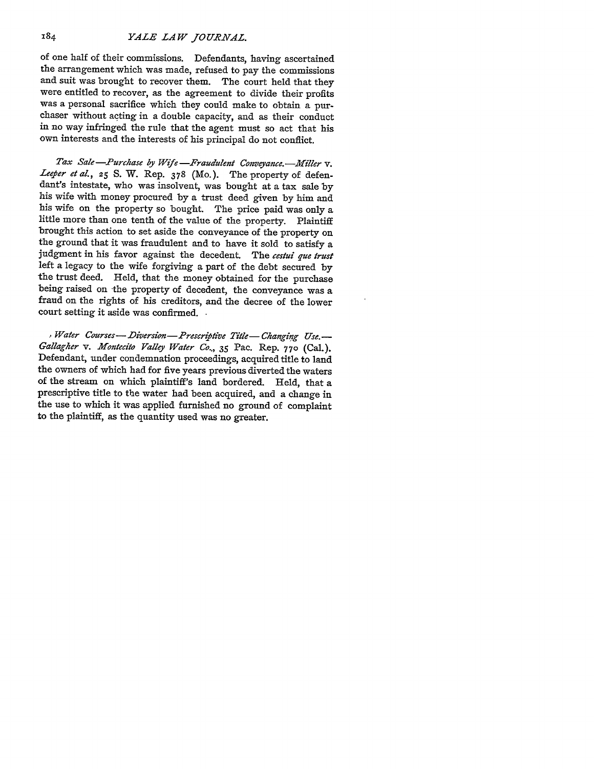of one half of their commissions. Defendants, having ascertained the arrangement which was made, refused to pay the commissions and suit was brought to recover them. The court held that they were entitled to recover, as the agreement to divide their profits was a personal sacrifice which they could make to obtain a purchaser without acting in a double capacity, and as their conduct in no way infringed the rule that the agent must so act that his own interests and the interests of his principal do not conflict.

*Tax Sale—Purchase by Wife—Fraudulent Conveyance.—Miller* v. *Leeper et al.*, 25 S. W. Rep. 378 (Mo.). The property of defendant's intestate, who was insolvent, was bought at a tax sale by his wife with money procured by a trust deed given by him and his wife on the property so bought. The price paid was only a little more than one tenth of the value of the property. Plaintiff brought this action to set aside the conveyance of the property on the ground that it was fraudulent and to have it sold to satisfy a judgment in his favor against the decedent. The *cestui que trust* left a legacy to the wife forgiving a part of the debt secured by the trust deed. Held, that the money obtained for the purchase being raised on the property of decedent, the conveyance was a fraud on the rights of his creditors, and the decree of the lower court setting it aside was confirmed.

*Water Courses—Diversion—Prescriptive Title—Changing Use.—Gallagher* v. *Montecito Valley Water Co.*, 35 Pac. Rep. 770 (Cal.). Defendant, under condemnation proceedings, acquired title to land the owners of which had for five years previous diverted the waters of the stream on which plaintiff's land bordered. Held, that a prescriptive title to the water had been acquired, and a change in the use to which it was applied furnished no ground of complaint to the plaintiff, as the quantity used was no greater.